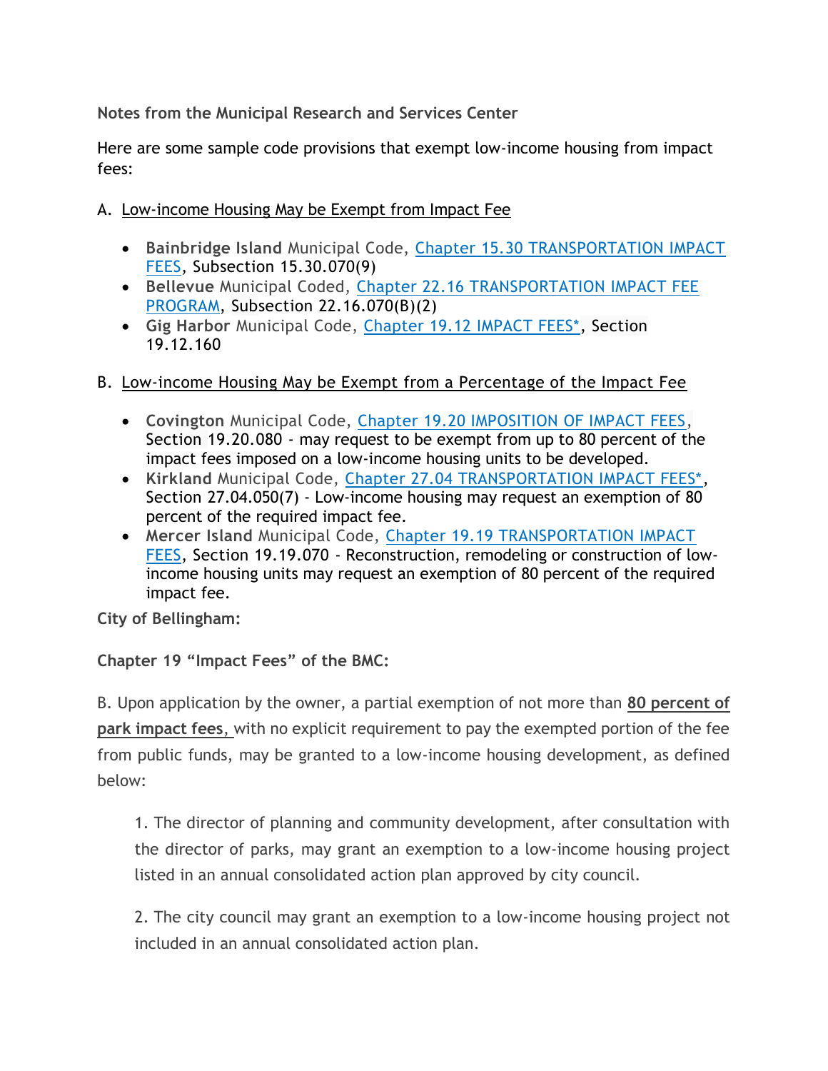**Notes from the Municipal Research and Services Center**

Here are some sample code provisions that exempt low-income housing from impact fees:

A. Low-income Housing May be Exempt from Impact Fee

- **Bainbridge Island** Municipal Code, Chapter 15.30 TRANSPORTATION IMPACT FEES, Subsection 15.30.070(9)
- **Bellevue** Municipal Coded, Chapter 22.16 TRANSPORTATION IMPACT FEE PROGRAM, Subsection 22.16.070(B)(2)
- **Gig Harbor** Municipal Code, Chapter 19.12 IMPACT FEES*, Section 19.12.160

B. Low-income Housing May be Exempt from a Percentage of the Impact Fee

- **Covington** Municipal Code, Chapter 19.20 IMPOSITION OF IMPACT FEES, Section 19.20.080 - may request to be exempt from up to 80 percent of the impact fees imposed on a low-income housing units to be developed.
- **Kirkland** Municipal Code, Chapter 27.04 TRANSPORTATION IMPACT FEES*, Section 27.04.050(7) - Low-income housing may request an exemption of 80 percent of the required impact fee.
- **Mercer Island** Municipal Code, Chapter 19.19 TRANSPORTATION IMPACT FEES, Section 19.19.070 - Reconstruction, remodeling or construction of low-income housing units may request an exemption of 80 percent of the required impact fee.

**City of Bellingham:**

**Chapter 19 "Impact Fees" of the BMC:**

B. Upon application by the owner, a partial exemption of not more than **80 percent of park impact fees**, with no explicit requirement to pay the exempted portion of the fee from public funds, may be granted to a low-income housing development, as defined below:

1. The director of planning and community development, after consultation with the director of parks, may grant an exemption to a low-income housing project listed in an annual consolidated action plan approved by city council.

2. The city council may grant an exemption to a low-income housing project not included in an annual consolidated action plan.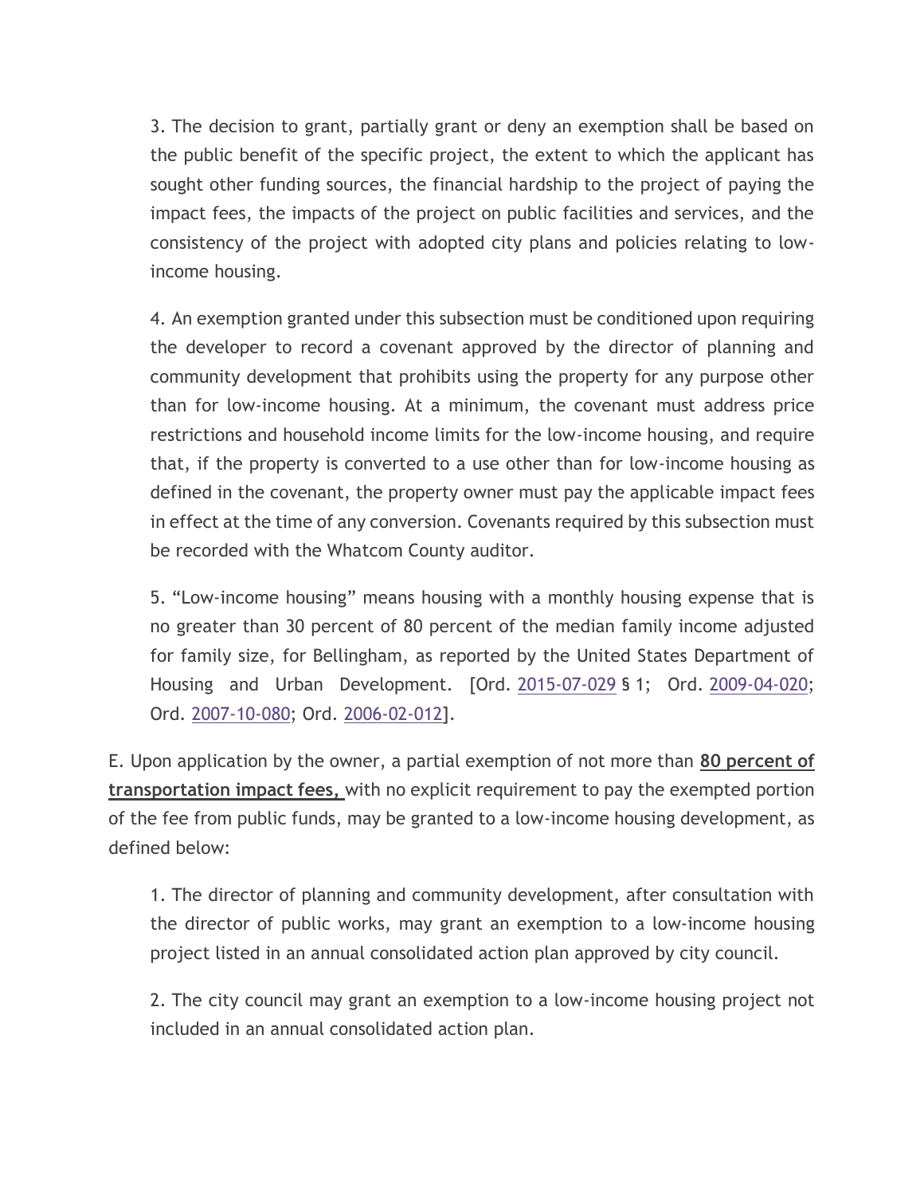3. The decision to grant, partially grant or deny an exemption shall be based on the public benefit of the specific project, the extent to which the applicant has sought other funding sources, the financial hardship to the project of paying the impact fees, the impacts of the project on public facilities and services, and the consistency of the project with adopted city plans and policies relating to low-income housing.

4. An exemption granted under this subsection must be conditioned upon requiring the developer to record a covenant approved by the director of planning and community development that prohibits using the property for any purpose other than for low-income housing. At a minimum, the covenant must address price restrictions and household income limits for the low-income housing, and require that, if the property is converted to a use other than for low-income housing as defined in the covenant, the property owner must pay the applicable impact fees in effect at the time of any conversion. Covenants required by this subsection must be recorded with the Whatcom County auditor.

5. "Low-income housing" means housing with a monthly housing expense that is no greater than 30 percent of 80 percent of the median family income adjusted for family size, for Bellingham, as reported by the United States Department of Housing and Urban Development. [Ord. 2015-07-029 § 1; Ord. 2009-04-020; Ord. 2007-10-080; Ord. 2006-02-012].

E. Upon application by the owner, a partial exemption of not more than **80 percent of transportation impact fees,** with no explicit requirement to pay the exempted portion of the fee from public funds, may be granted to a low-income housing development, as defined below:

1. The director of planning and community development, after consultation with the director of public works, may grant an exemption to a low-income housing project listed in an annual consolidated action plan approved by city council.

2. The city council may grant an exemption to a low-income housing project not included in an annual consolidated action plan.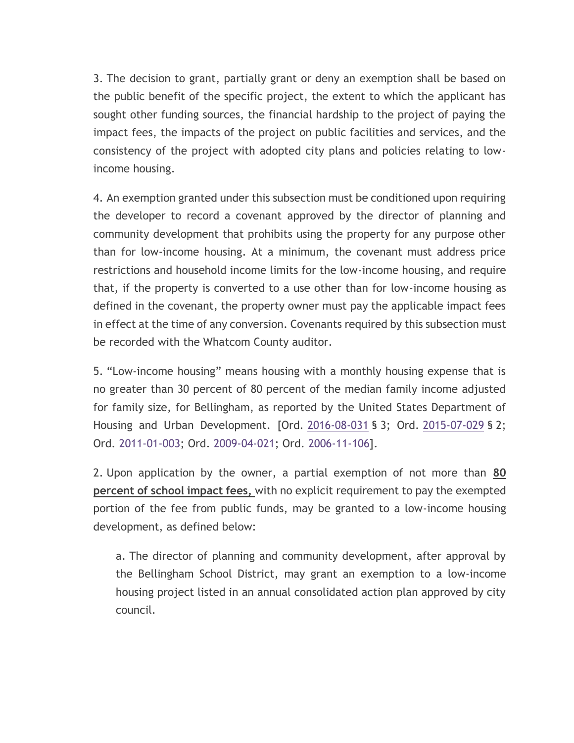3. The decision to grant, partially grant or deny an exemption shall be based on the public benefit of the specific project, the extent to which the applicant has sought other funding sources, the financial hardship to the project of paying the impact fees, the impacts of the project on public facilities and services, and the consistency of the project with adopted city plans and policies relating to low-income housing.

4. An exemption granted under this subsection must be conditioned upon requiring the developer to record a covenant approved by the director of planning and community development that prohibits using the property for any purpose other than for low-income housing. At a minimum, the covenant must address price restrictions and household income limits for the low-income housing, and require that, if the property is converted to a use other than for low-income housing as defined in the covenant, the property owner must pay the applicable impact fees in effect at the time of any conversion. Covenants required by this subsection must be recorded with the Whatcom County auditor.

5. "Low-income housing" means housing with a monthly housing expense that is no greater than 30 percent of 80 percent of the median family income adjusted for family size, for Bellingham, as reported by the United States Department of Housing and Urban Development. [Ord. 2016-08-031 § 3; Ord. 2015-07-029 § 2; Ord. 2011-01-003; Ord. 2009-04-021; Ord. 2006-11-106].

2. Upon application by the owner, a partial exemption of not more than **80 percent of school impact fees,** with no explicit requirement to pay the exempted portion of the fee from public funds, may be granted to a low-income housing development, as defined below:

   a. The director of planning and community development, after approval by the Bellingham School District, may grant an exemption to a low-income housing project listed in an annual consolidated action plan approved by city council.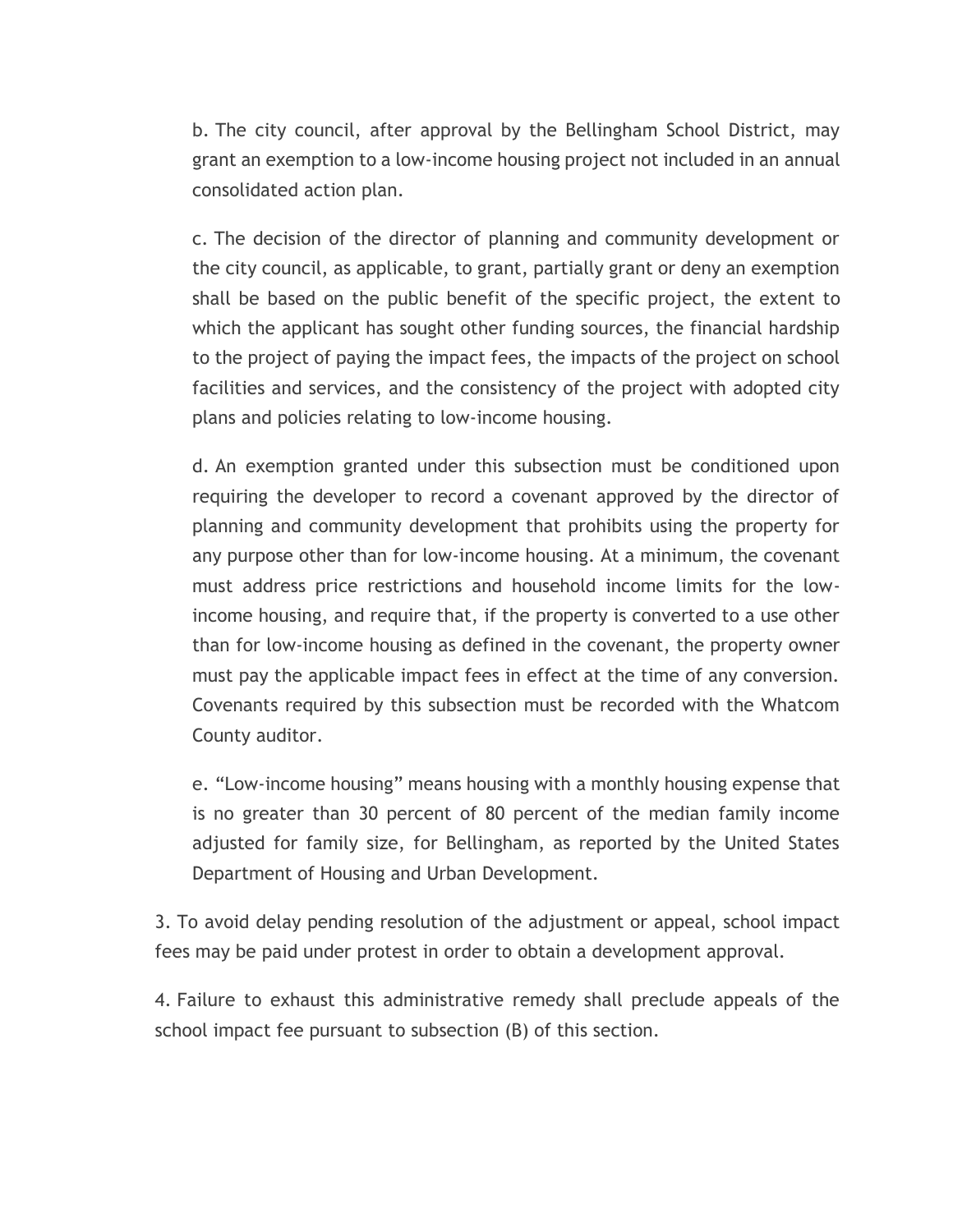b. The city council, after approval by the Bellingham School District, may grant an exemption to a low-income housing project not included in an annual consolidated action plan.

c. The decision of the director of planning and community development or the city council, as applicable, to grant, partially grant or deny an exemption shall be based on the public benefit of the specific project, the extent to which the applicant has sought other funding sources, the financial hardship to the project of paying the impact fees, the impacts of the project on school facilities and services, and the consistency of the project with adopted city plans and policies relating to low-income housing.

d. An exemption granted under this subsection must be conditioned upon requiring the developer to record a covenant approved by the director of planning and community development that prohibits using the property for any purpose other than for low-income housing. At a minimum, the covenant must address price restrictions and household income limits for the low-income housing, and require that, if the property is converted to a use other than for low-income housing as defined in the covenant, the property owner must pay the applicable impact fees in effect at the time of any conversion. Covenants required by this subsection must be recorded with the Whatcom County auditor.

e. "Low-income housing" means housing with a monthly housing expense that is no greater than 30 percent of 80 percent of the median family income adjusted for family size, for Bellingham, as reported by the United States Department of Housing and Urban Development.

3. To avoid delay pending resolution of the adjustment or appeal, school impact fees may be paid under protest in order to obtain a development approval.

4. Failure to exhaust this administrative remedy shall preclude appeals of the school impact fee pursuant to subsection (B) of this section.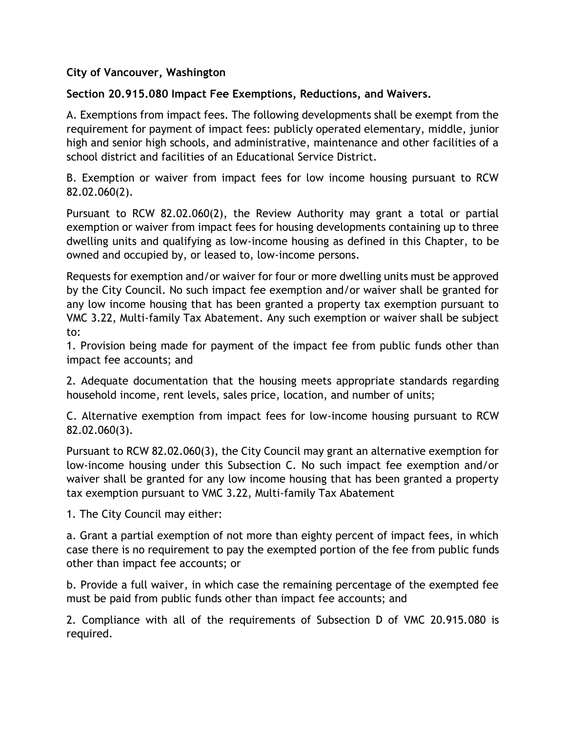**City of Vancouver, Washington**

**Section 20.915.080 Impact Fee Exemptions, Reductions, and Waivers.**

A. Exemptions from impact fees. The following developments shall be exempt from the requirement for payment of impact fees: publicly operated elementary, middle, junior high and senior high schools, and administrative, maintenance and other facilities of a school district and facilities of an Educational Service District.

B. Exemption or waiver from impact fees for low income housing pursuant to RCW 82.02.060(2).

Pursuant to RCW 82.02.060(2), the Review Authority may grant a total or partial exemption or waiver from impact fees for housing developments containing up to three dwelling units and qualifying as low-income housing as defined in this Chapter, to be owned and occupied by, or leased to, low-income persons.

Requests for exemption and/or waiver for four or more dwelling units must be approved by the City Council. No such impact fee exemption and/or waiver shall be granted for any low income housing that has been granted a property tax exemption pursuant to VMC 3.22, Multi-family Tax Abatement. Any such exemption or waiver shall be subject to:

1. Provision being made for payment of the impact fee from public funds other than impact fee accounts; and

2. Adequate documentation that the housing meets appropriate standards regarding household income, rent levels, sales price, location, and number of units;

C. Alternative exemption from impact fees for low-income housing pursuant to RCW 82.02.060(3).

Pursuant to RCW 82.02.060(3), the City Council may grant an alternative exemption for low-income housing under this Subsection C. No such impact fee exemption and/or waiver shall be granted for any low income housing that has been granted a property tax exemption pursuant to VMC 3.22, Multi-family Tax Abatement

1. The City Council may either:

a. Grant a partial exemption of not more than eighty percent of impact fees, in which case there is no requirement to pay the exempted portion of the fee from public funds other than impact fee accounts; or

b. Provide a full waiver, in which case the remaining percentage of the exempted fee must be paid from public funds other than impact fee accounts; and

2. Compliance with all of the requirements of Subsection D of VMC 20.915.080 is required.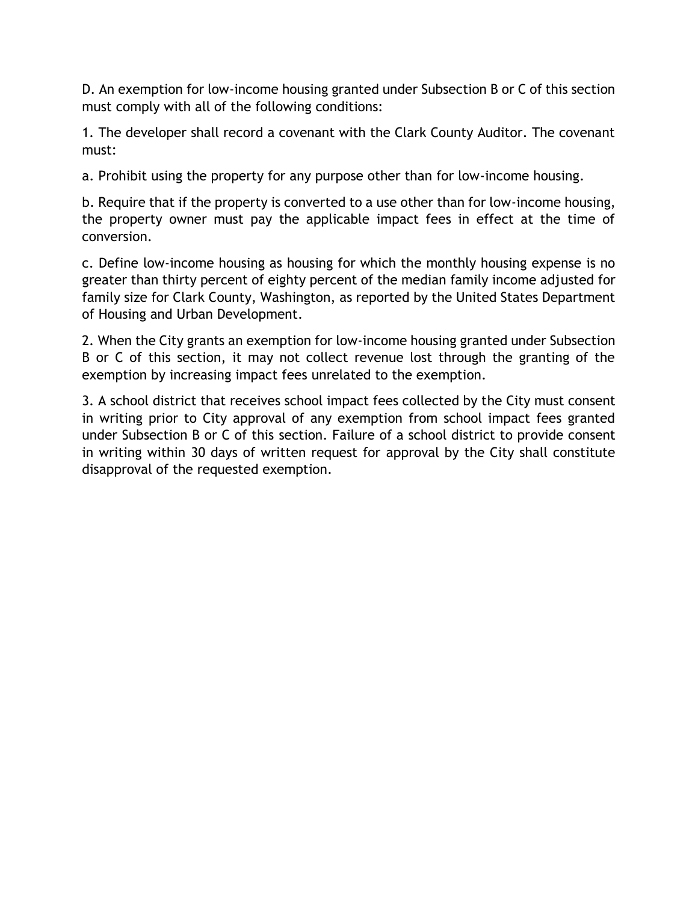D. An exemption for low-income housing granted under Subsection B or C of this section must comply with all of the following conditions:

1. The developer shall record a covenant with the Clark County Auditor. The covenant must:

a. Prohibit using the property for any purpose other than for low-income housing.

b. Require that if the property is converted to a use other than for low-income housing, the property owner must pay the applicable impact fees in effect at the time of conversion.

c. Define low-income housing as housing for which the monthly housing expense is no greater than thirty percent of eighty percent of the median family income adjusted for family size for Clark County, Washington, as reported by the United States Department of Housing and Urban Development.

2. When the City grants an exemption for low-income housing granted under Subsection B or C of this section, it may not collect revenue lost through the granting of the exemption by increasing impact fees unrelated to the exemption.

3. A school district that receives school impact fees collected by the City must consent in writing prior to City approval of any exemption from school impact fees granted under Subsection B or C of this section. Failure of a school district to provide consent in writing within 30 days of written request for approval by the City shall constitute disapproval of the requested exemption.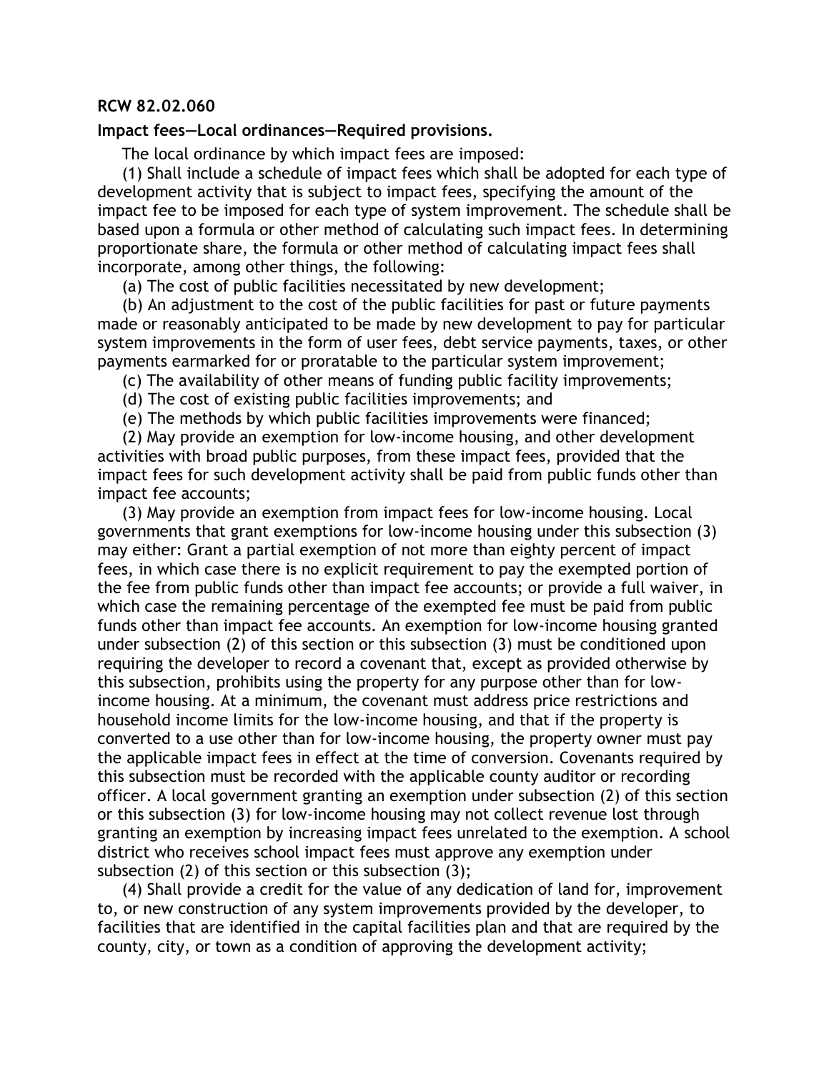**RCW 82.02.060**

**Impact fees—Local ordinances—Required provisions.**

The local ordinance by which impact fees are imposed:

(1) Shall include a schedule of impact fees which shall be adopted for each type of development activity that is subject to impact fees, specifying the amount of the impact fee to be imposed for each type of system improvement. The schedule shall be based upon a formula or other method of calculating such impact fees. In determining proportionate share, the formula or other method of calculating impact fees shall incorporate, among other things, the following:

(a) The cost of public facilities necessitated by new development;

(b) An adjustment to the cost of the public facilities for past or future payments made or reasonably anticipated to be made by new development to pay for particular system improvements in the form of user fees, debt service payments, taxes, or other payments earmarked for or proratable to the particular system improvement;

(c) The availability of other means of funding public facility improvements;

(d) The cost of existing public facilities improvements; and

(e) The methods by which public facilities improvements were financed;

(2) May provide an exemption for low-income housing, and other development activities with broad public purposes, from these impact fees, provided that the impact fees for such development activity shall be paid from public funds other than impact fee accounts;

(3) May provide an exemption from impact fees for low-income housing. Local governments that grant exemptions for low-income housing under this subsection (3) may either: Grant a partial exemption of not more than eighty percent of impact fees, in which case there is no explicit requirement to pay the exempted portion of the fee from public funds other than impact fee accounts; or provide a full waiver, in which case the remaining percentage of the exempted fee must be paid from public funds other than impact fee accounts. An exemption for low-income housing granted under subsection (2) of this section or this subsection (3) must be conditioned upon requiring the developer to record a covenant that, except as provided otherwise by this subsection, prohibits using the property for any purpose other than for low-income housing. At a minimum, the covenant must address price restrictions and household income limits for the low-income housing, and that if the property is converted to a use other than for low-income housing, the property owner must pay the applicable impact fees in effect at the time of conversion. Covenants required by this subsection must be recorded with the applicable county auditor or recording officer. A local government granting an exemption under subsection (2) of this section or this subsection (3) for low-income housing may not collect revenue lost through granting an exemption by increasing impact fees unrelated to the exemption. A school district who receives school impact fees must approve any exemption under subsection (2) of this section or this subsection (3);

(4) Shall provide a credit for the value of any dedication of land for, improvement to, or new construction of any system improvements provided by the developer, to facilities that are identified in the capital facilities plan and that are required by the county, city, or town as a condition of approving the development activity;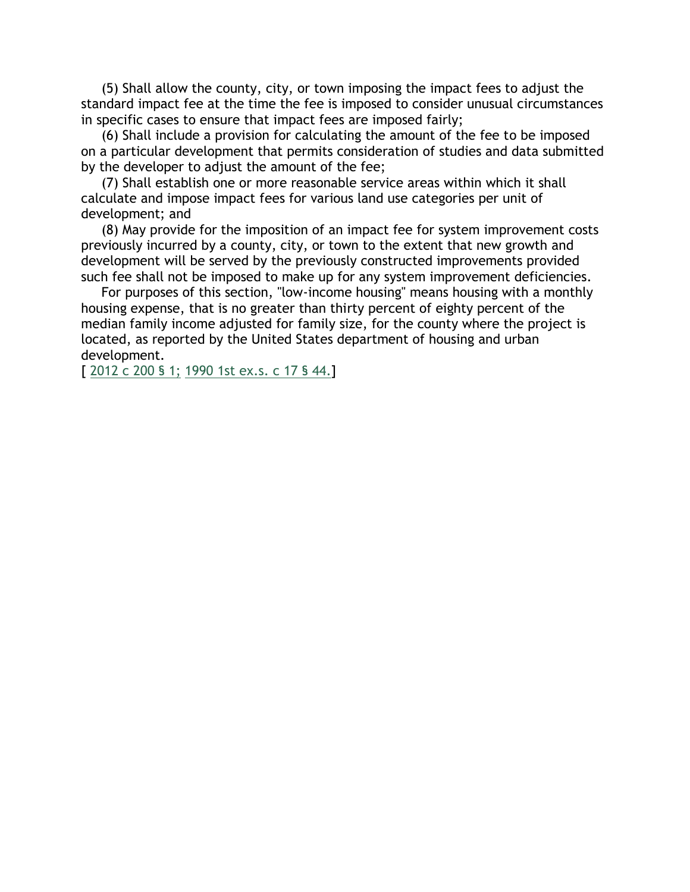(5) Shall allow the county, city, or town imposing the impact fees to adjust the standard impact fee at the time the fee is imposed to consider unusual circumstances in specific cases to ensure that impact fees are imposed fairly;

(6) Shall include a provision for calculating the amount of the fee to be imposed on a particular development that permits consideration of studies and data submitted by the developer to adjust the amount of the fee;

(7) Shall establish one or more reasonable service areas within which it shall calculate and impose impact fees for various land use categories per unit of development; and

(8) May provide for the imposition of an impact fee for system improvement costs previously incurred by a county, city, or town to the extent that new growth and development will be served by the previously constructed improvements provided such fee shall not be imposed to make up for any system improvement deficiencies.

For purposes of this section, "low-income housing" means housing with a monthly housing expense, that is no greater than thirty percent of eighty percent of the median family income adjusted for family size, for the county where the project is located, as reported by the United States department of housing and urban development.

[ 2012 c 200 § 1; 1990 1st ex.s. c 17 § 44.]